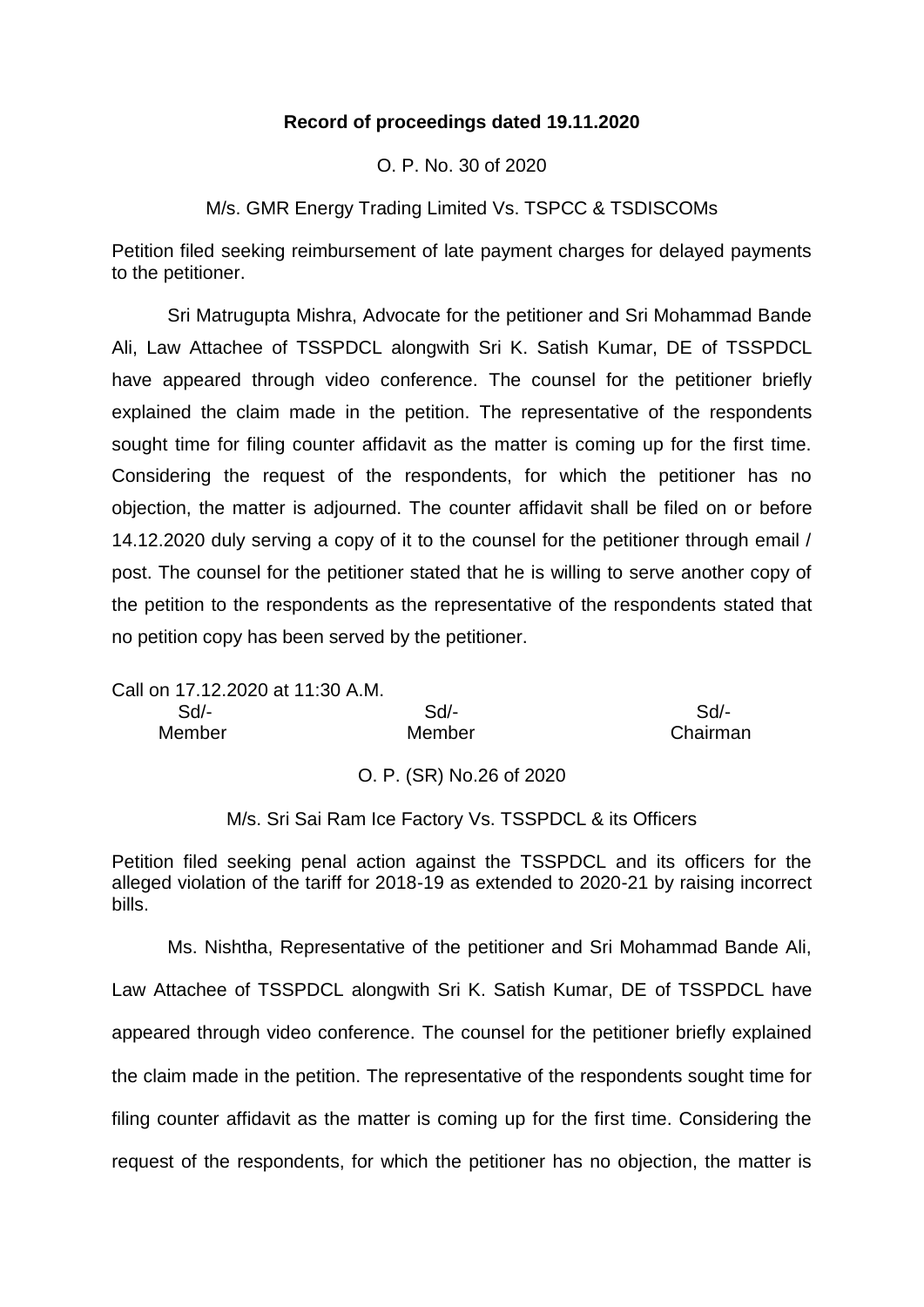**Record of proceedings dated 19.11.2020**

O. P. No. 30 of 2020

M/s. GMR Energy Trading Limited Vs. TSPCC & TSDISCOMs

Petition filed seeking reimbursement of late payment charges for delayed payments to the petitioner.

Sri Matrugupta Mishra, Advocate for the petitioner and Sri Mohammad Bande Ali, Law Attachee of TSSPDCL alongwith Sri K. Satish Kumar, DE of TSSPDCL have appeared through video conference. The counsel for the petitioner briefly explained the claim made in the petition. The representative of the respondents sought time for filing counter affidavit as the matter is coming up for the first time. Considering the request of the respondents, for which the petitioner has no objection, the matter is adjourned. The counter affidavit shall be filed on or before 14.12.2020 duly serving a copy of it to the counsel for the petitioner through email / post. The counsel for the petitioner stated that he is willing to serve another copy of the petition to the respondents as the representative of the respondents stated that no petition copy has been served by the petitioner.

Call on 17.12.2020 at 11:30 A.M.

| Sd/- | Sd/- | Sd/- |
|---|---|---|
| Member | Member | Chairman |

O. P. (SR) No.26 of 2020

M/s. Sri Sai Ram Ice Factory Vs. TSSPDCL & its Officers

Petition filed seeking penal action against the TSSPDCL and its officers for the alleged violation of the tariff for 2018-19 as extended to 2020-21 by raising incorrect bills.

Ms. Nishtha, Representative of the petitioner and Sri Mohammad Bande Ali, Law Attachee of TSSPDCL alongwith Sri K. Satish Kumar, DE of TSSPDCL have appeared through video conference. The counsel for the petitioner briefly explained the claim made in the petition. The representative of the respondents sought time for filing counter affidavit as the matter is coming up for the first time. Considering the request of the respondents, for which the petitioner has no objection, the matter is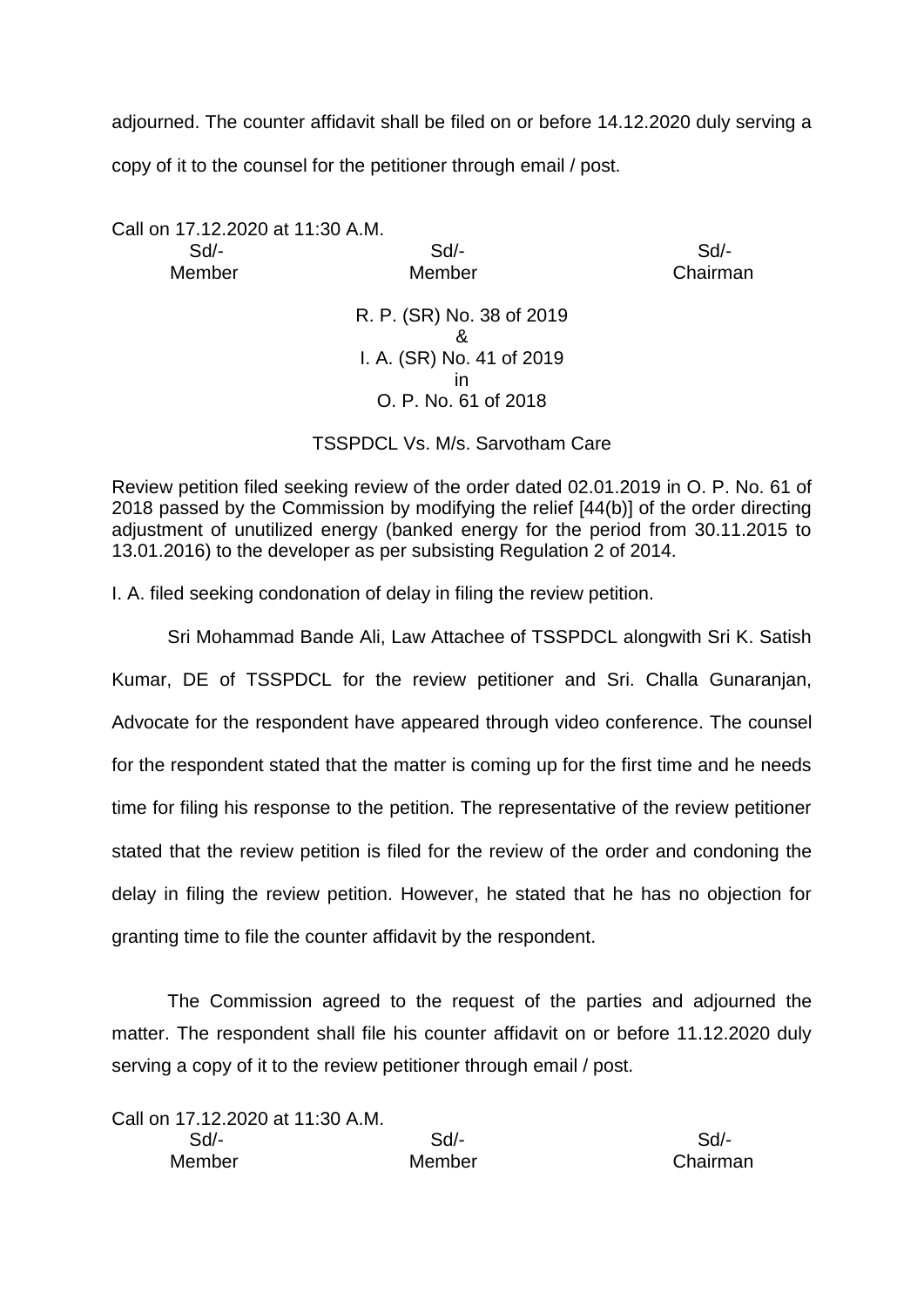adjourned. The counter affidavit shall be filed on or before 14.12.2020 duly serving a copy of it to the counsel for the petitioner through email / post.

Call on 17.12.2020 at 11:30 A.M.

| Sd/- | Sd/- | Sd/- |
|---|---|---|
| Member | Member | Chairman |

R. P. (SR) No. 38 of 2019
&
I. A. (SR) No. 41 of 2019
in
O. P. No. 61 of 2018

TSSPDCL Vs. M/s. Sarvotham Care

Review petition filed seeking review of the order dated 02.01.2019 in O. P. No. 61 of 2018 passed by the Commission by modifying the relief [44(b)] of the order directing adjustment of unutilized energy (banked energy for the period from 30.11.2015 to 13.01.2016) to the developer as per subsisting Regulation 2 of 2014.

I. A. filed seeking condonation of delay in filing the review petition.

Sri Mohammad Bande Ali, Law Attachee of TSSPDCL alongwith Sri K. Satish Kumar, DE of TSSPDCL for the review petitioner and Sri. Challa Gunaranjan, Advocate for the respondent have appeared through video conference. The counsel for the respondent stated that the matter is coming up for the first time and he needs time for filing his response to the petition. The representative of the review petitioner stated that the review petition is filed for the review of the order and condoning the delay in filing the review petition. However, he stated that he has no objection for granting time to file the counter affidavit by the respondent.

The Commission agreed to the request of the parties and adjourned the matter. The respondent shall file his counter affidavit on or before 11.12.2020 duly serving a copy of it to the review petitioner through email / post.

Call on 17.12.2020 at 11:30 A.M.

| Sd/- | Sd/- | Sd/- |
|---|---|---|
| Member | Member | Chairman |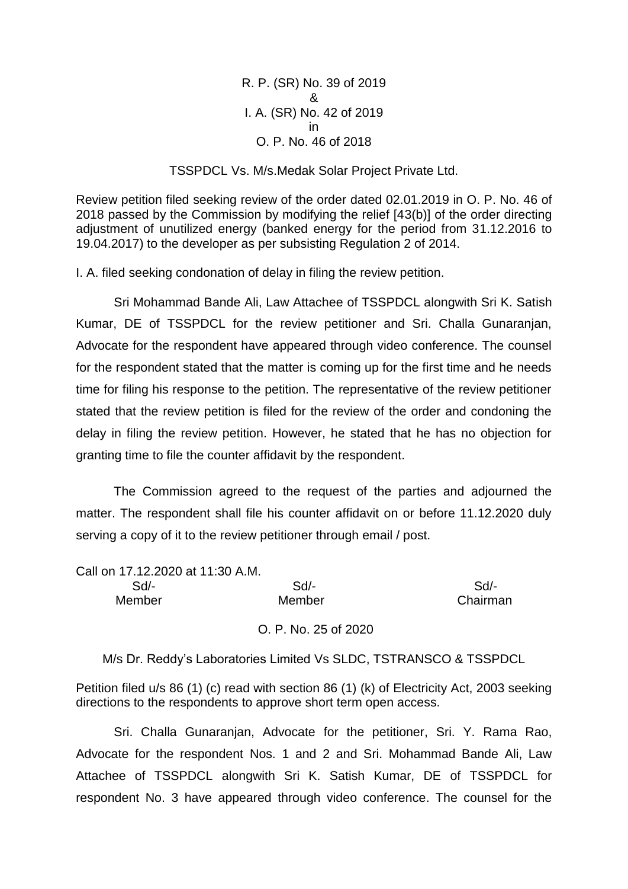R. P. (SR) No. 39 of 2019
&
I. A. (SR) No. 42 of 2019
in
O. P. No. 46 of 2018

TSSPDCL Vs. M/s.Medak Solar Project Private Ltd.

Review petition filed seeking review of the order dated 02.01.2019 in O. P. No. 46 of 2018 passed by the Commission by modifying the relief [43(b)] of the order directing adjustment of unutilized energy (banked energy for the period from 31.12.2016 to 19.04.2017) to the developer as per subsisting Regulation 2 of 2014.

I. A. filed seeking condonation of delay in filing the review petition.

Sri Mohammad Bande Ali, Law Attachee of TSSPDCL alongwith Sri K. Satish Kumar, DE of TSSPDCL for the review petitioner and Sri. Challa Gunaranjan, Advocate for the respondent have appeared through video conference. The counsel for the respondent stated that the matter is coming up for the first time and he needs time for filing his response to the petition. The representative of the review petitioner stated that the review petition is filed for the review of the order and condoning the delay in filing the review petition. However, he stated that he has no objection for granting time to file the counter affidavit by the respondent.

The Commission agreed to the request of the parties and adjourned the matter. The respondent shall file his counter affidavit on or before 11.12.2020 duly serving a copy of it to the review petitioner through email / post.

Call on 17.12.2020 at 11:30 A.M.

| Sd/- | Sd/- | Sd/- |
|---|---|---|
| Member | Member | Chairman |

O. P. No. 25 of 2020

M/s Dr. Reddy's Laboratories Limited Vs SLDC, TSTRANSCO & TSSPDCL

Petition filed u/s 86 (1) (c) read with section 86 (1) (k) of Electricity Act, 2003 seeking directions to the respondents to approve short term open access.

Sri. Challa Gunaranjan, Advocate for the petitioner, Sri. Y. Rama Rao, Advocate for the respondent Nos. 1 and 2 and Sri. Mohammad Bande Ali, Law Attachee of TSSPDCL alongwith Sri K. Satish Kumar, DE of TSSPDCL for respondent No. 3 have appeared through video conference. The counsel for the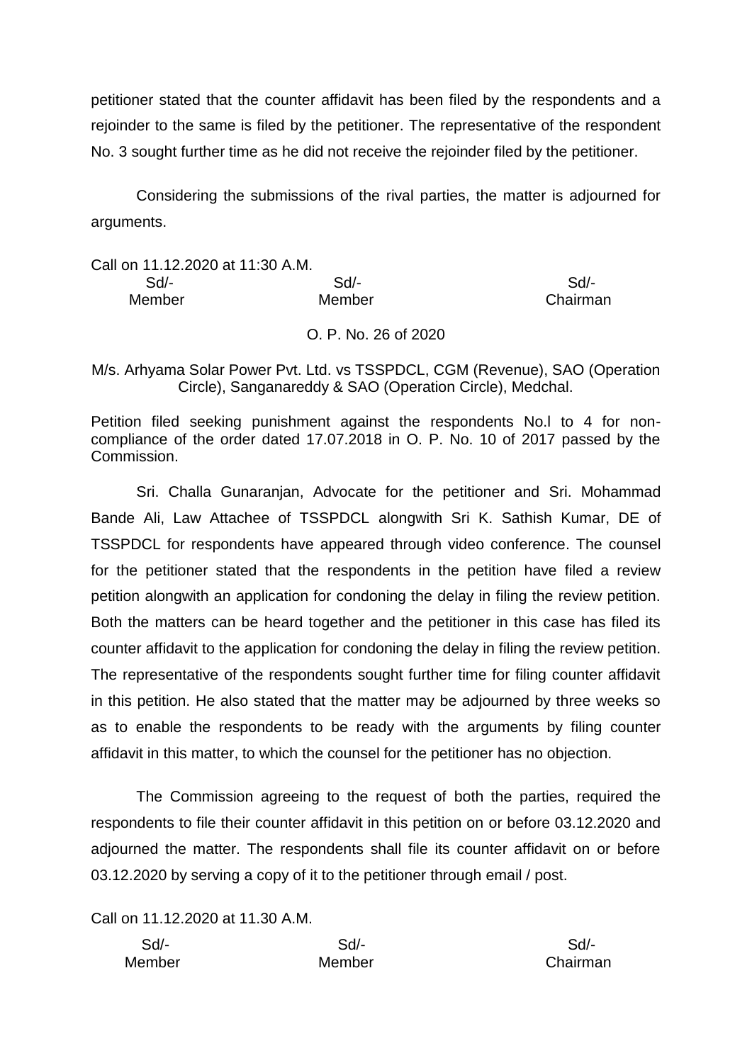petitioner stated that the counter affidavit has been filed by the respondents and a rejoinder to the same is filed by the petitioner. The representative of the respondent No. 3 sought further time as he did not receive the rejoinder filed by the petitioner.

Considering the submissions of the rival parties, the matter is adjourned for arguments.

Call on 11.12.2020 at 11:30 A.M.

| Sd/- | Sd/- | Sd/- |
|---|---|---|
| Member | Member | Chairman |

O. P. No. 26 of 2020

M/s. Arhyama Solar Power Pvt. Ltd. vs TSSPDCL, CGM (Revenue), SAO (Operation Circle), Sanganareddy & SAO (Operation Circle), Medchal.

Petition filed seeking punishment against the respondents No.l to 4 for non-compliance of the order dated 17.07.2018 in O. P. No. 10 of 2017 passed by the Commission.

Sri. Challa Gunaranjan, Advocate for the petitioner and Sri. Mohammad Bande Ali, Law Attachee of TSSPDCL alongwith Sri K. Sathish Kumar, DE of TSSPDCL for respondents have appeared through video conference. The counsel for the petitioner stated that the respondents in the petition have filed a review petition alongwith an application for condoning the delay in filing the review petition. Both the matters can be heard together and the petitioner in this case has filed its counter affidavit to the application for condoning the delay in filing the review petition. The representative of the respondents sought further time for filing counter affidavit in this petition. He also stated that the matter may be adjourned by three weeks so as to enable the respondents to be ready with the arguments by filing counter affidavit in this matter, to which the counsel for the petitioner has no objection.

The Commission agreeing to the request of both the parties, required the respondents to file their counter affidavit in this petition on or before 03.12.2020 and adjourned the matter. The respondents shall file its counter affidavit on or before 03.12.2020 by serving a copy of it to the petitioner through email / post.

Call on 11.12.2020 at 11.30 A.M.

| Sd/- | Sd/- | Sd/- |
|---|---|---|
| Member | Member | Chairman |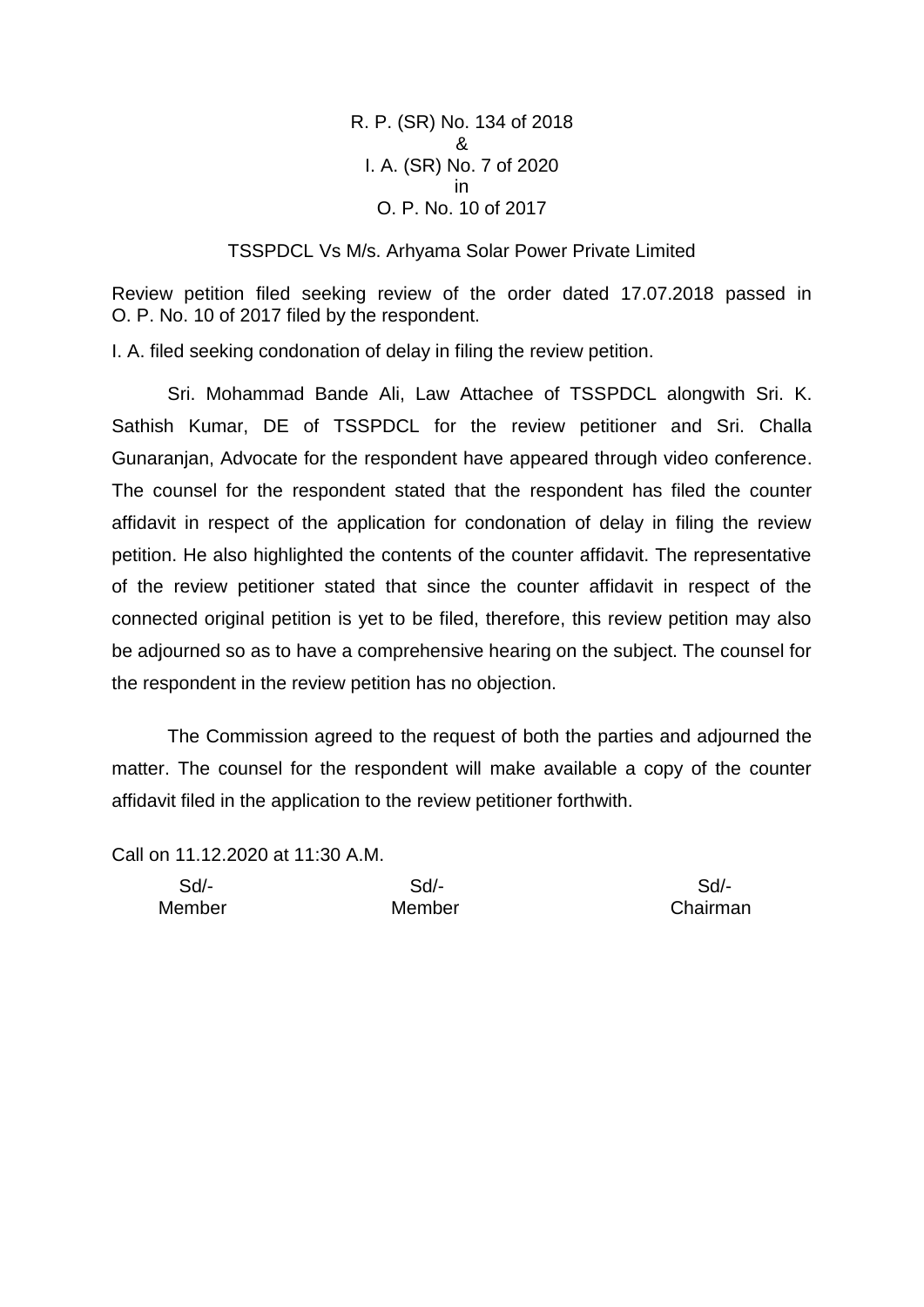R. P. (SR) No. 134 of 2018
&
I. A. (SR) No. 7 of 2020
in
O. P. No. 10 of 2017

TSSPDCL Vs M/s. Arhyama Solar Power Private Limited

Review petition filed seeking review of the order dated 17.07.2018 passed in O. P. No. 10 of 2017 filed by the respondent.

I. A. filed seeking condonation of delay in filing the review petition.

Sri. Mohammad Bande Ali, Law Attachee of TSSPDCL alongwith Sri. K. Sathish Kumar, DE of TSSPDCL for the review petitioner and Sri. Challa Gunaranjan, Advocate for the respondent have appeared through video conference. The counsel for the respondent stated that the respondent has filed the counter affidavit in respect of the application for condonation of delay in filing the review petition. He also highlighted the contents of the counter affidavit. The representative of the review petitioner stated that since the counter affidavit in respect of the connected original petition is yet to be filed, therefore, this review petition may also be adjourned so as to have a comprehensive hearing on the subject. The counsel for the respondent in the review petition has no objection.

The Commission agreed to the request of both the parties and adjourned the matter. The counsel for the respondent will make available a copy of the counter affidavit filed in the application to the review petitioner forthwith.

Call on 11.12.2020 at 11:30 A.M.

| | | |
|---|---|---|
| Sd/- | Sd/- | Sd/- |
| Member | Member | Chairman |